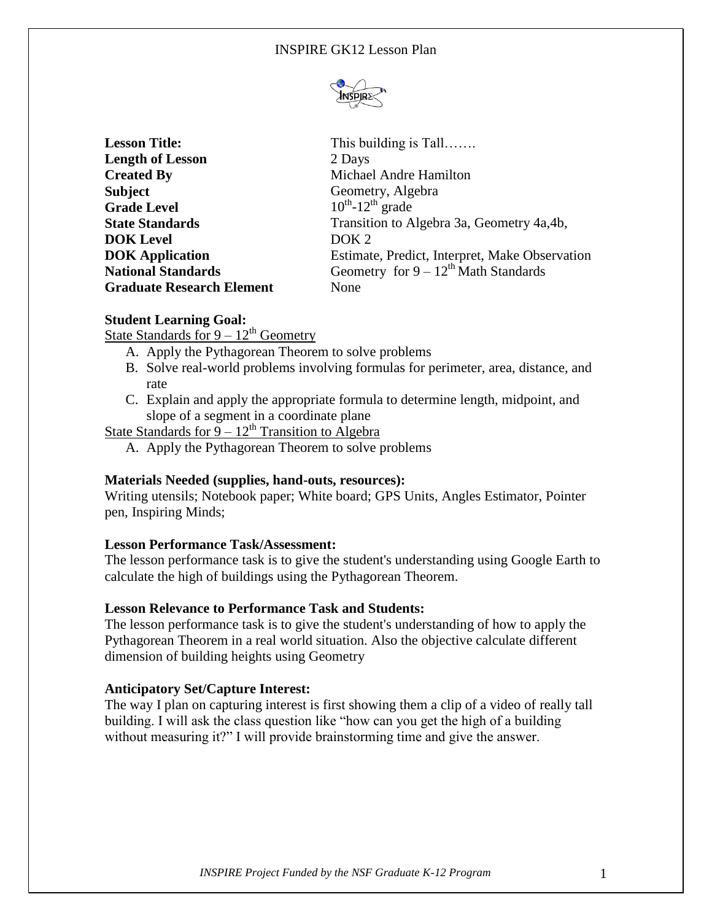# INSPIRE GK12 Lesson Plan

| | |
|---|---|
| **Lesson Title:** | This building is Tall……. |
| **Length of Lesson** | 2 Days |
| **Created By** | Michael Andre Hamilton |
| **Subject** | Geometry, Algebra |
| **Grade Level** | $10^{th}$-$12^{th}$ grade |
| **State Standards** | Transition to Algebra 3a, Geometry 4a,4b, |
| **DOK Level** | DOK 2 |
| **DOK Application** | Estimate, Predict, Interpret, Make Observation |
| **National Standards** | Geometry for $9 – 12^{th}$ Math Standards |
| **Graduate Research Element** | None |

**Student Learning Goal:**

<u>State Standards for $9 – 12^{th}$ Geometry</u>

A. Apply the Pythagorean Theorem to solve problems
B. Solve real-world problems involving formulas for perimeter, area, distance, and rate
C. Explain and apply the appropriate formula to determine length, midpoint, and slope of a segment in a coordinate plane

<u>State Standards for $9 – 12^{th}$ Transition to Algebra</u>

A. Apply the Pythagorean Theorem to solve problems

**Materials Needed (supplies, hand-outs, resources):**

Writing utensils; Notebook paper; White board; GPS Units, Angles Estimator, Pointer pen, Inspiring Minds;

**Lesson Performance Task/Assessment:**

The lesson performance task is to give the student's understanding using Google Earth to calculate the high of buildings using the Pythagorean Theorem.

**Lesson Relevance to Performance Task and Students:**

The lesson performance task is to give the student's understanding of how to apply the Pythagorean Theorem in a real world situation. Also the objective calculate different dimension of building heights using Geometry

**Anticipatory Set/Capture Interest:**

The way I plan on capturing interest is first showing them a clip of a video of really tall building. I will ask the class question like "how can you get the high of a building without measuring it?" I will provide brainstorming time and give the answer.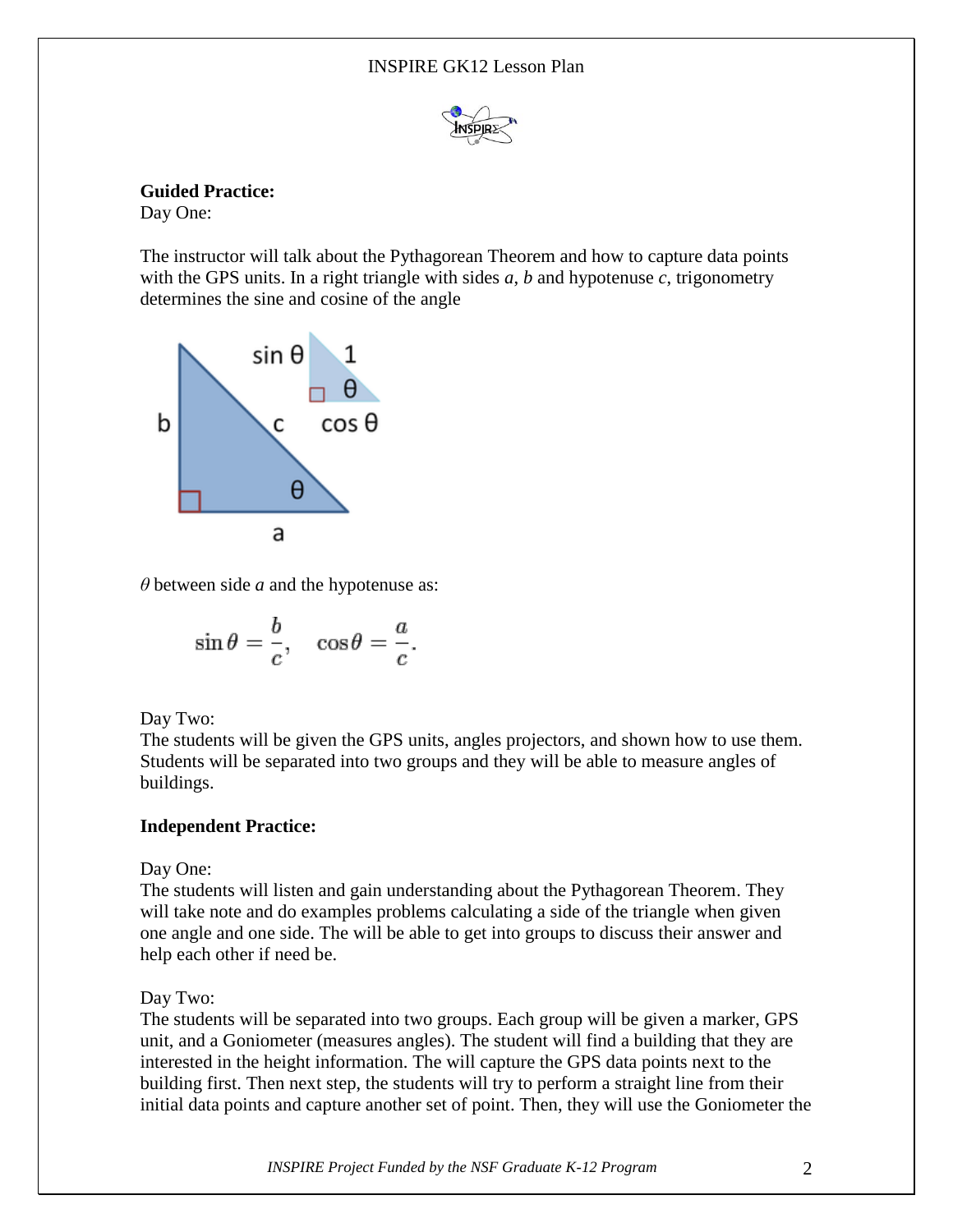**Guided Practice:**
Day One:

The instructor will talk about the Pythagorean Theorem and how to capture data points with the GPS units. In a right triangle with sides *a*, *b* and hypotenuse *c*, trigonometry determines the sine and cosine of the angle

*θ* between side *a* and the hypotenuse as:

$$\sin\theta = \frac{b}{c}, \quad \cos\theta = \frac{a}{c}.$$

Day Two:
The students will be given the GPS units, angles projectors, and shown how to use them. Students will be separated into two groups and they will be able to measure angles of buildings.

**Independent Practice:**

Day One:
The students will listen and gain understanding about the Pythagorean Theorem. They will take note and do examples problems calculating a side of the triangle when given one angle and one side. The will be able to get into groups to discuss their answer and help each other if need be.

Day Two:
The students will be separated into two groups. Each group will be given a marker, GPS unit, and a Goniometer (measures angles). The student will find a building that they are interested in the height information. The will capture the GPS data points next to the building first. Then next step, the students will try to perform a straight line from their initial data points and capture another set of point. Then, they will use the Goniometer the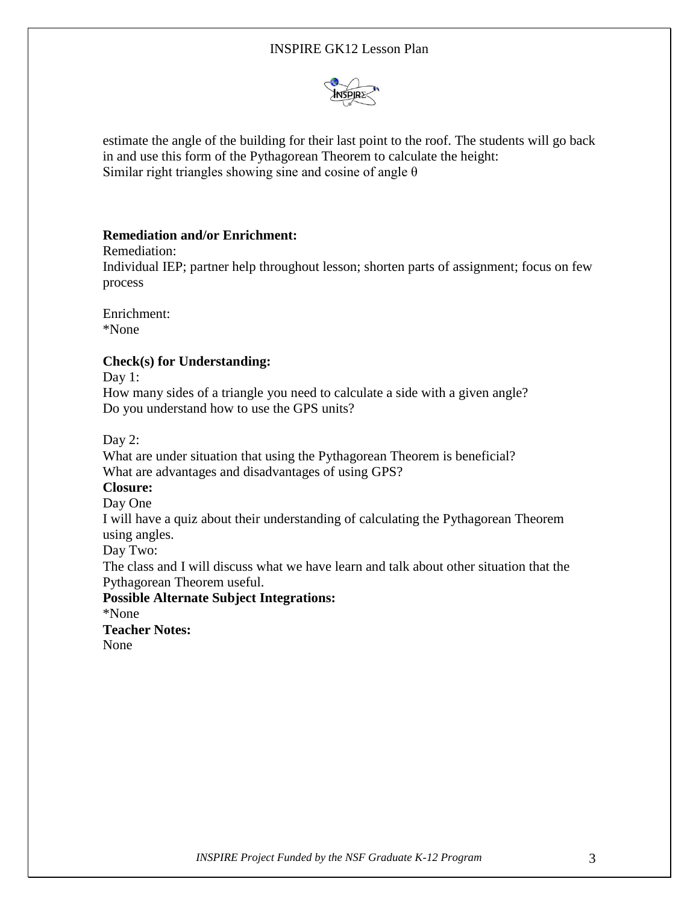estimate the angle of the building for their last point to the roof. The students will go back in and use this form of the Pythagorean Theorem to calculate the height:
Similar right triangles showing sine and cosine of angle θ

**Remediation and/or Enrichment:**
Remediation:
Individual IEP; partner help throughout lesson; shorten parts of assignment; focus on few process

Enrichment:
*None

**Check(s) for Understanding:**
Day 1:
How many sides of a triangle you need to calculate a side with a given angle?
Do you understand how to use the GPS units?

Day 2:
What are under situation that using the Pythagorean Theorem is beneficial?
What are advantages and disadvantages of using GPS?

**Closure:**
Day One
I will have a quiz about their understanding of calculating the Pythagorean Theorem using angles.
Day Two:
The class and I will discuss what we have learn and talk about other situation that the Pythagorean Theorem useful.

**Possible Alternate Subject Integrations:**
*None

**Teacher Notes:**
None